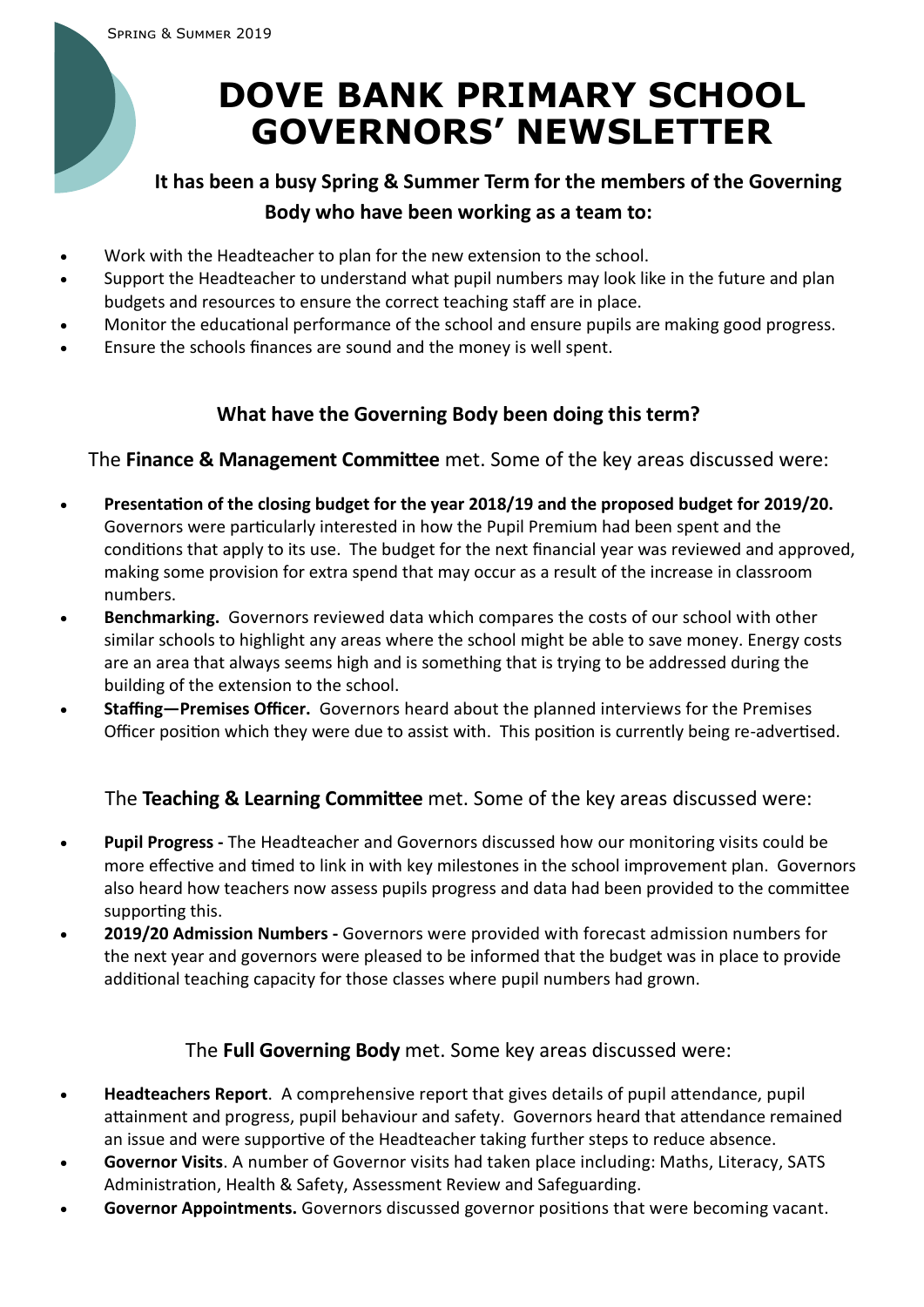Spring & Summer 2019

# DOVE BANK PRIMARY SCHOOL GOVERNORS' NEWSLETTER

**It has been a busy Spring & Summer Term for the members of the Governing Body who have been working as a team to:**

- Work with the Headteacher to plan for the new extension to the school.
- Support the Headteacher to understand what pupil numbers may look like in the future and plan budgets and resources to ensure the correct teaching staff are in place.
- Monitor the educational performance of the school and ensure pupils are making good progress.
- Ensure the schools finances are sound and the money is well spent.

## What have the Governing Body been doing this term?

The **Finance & Management Committee** met. Some of the key areas discussed were:

- **Presentation of the closing budget for the year 2018/19 and the proposed budget for 2019/20.** Governors were particularly interested in how the Pupil Premium had been spent and the conditions that apply to its use. The budget for the next financial year was reviewed and approved, making some provision for extra spend that may occur as a result of the increase in classroom numbers.
- **Benchmarking.** Governors reviewed data which compares the costs of our school with other similar schools to highlight any areas where the school might be able to save money. Energy costs are an area that always seems high and is something that is trying to be addressed during the building of the extension to the school.
- **Staffing—Premises Officer.** Governors heard about the planned interviews for the Premises Officer position which they were due to assist with. This position is currently being re-advertised.

The **Teaching & Learning Committee** met. Some of the key areas discussed were:

- **Pupil Progress -** The Headteacher and Governors discussed how our monitoring visits could be more effective and timed to link in with key milestones in the school improvement plan. Governors also heard how teachers now assess pupils progress and data had been provided to the committee supporting this.
- **2019/20 Admission Numbers -** Governors were provided with forecast admission numbers for the next year and governors were pleased to be informed that the budget was in place to provide additional teaching capacity for those classes where pupil numbers had grown.

The **Full Governing Body** met. Some key areas discussed were:

- **Headteachers Report**. A comprehensive report that gives details of pupil attendance, pupil attainment and progress, pupil behaviour and safety. Governors heard that attendance remained an issue and were supportive of the Headteacher taking further steps to reduce absence.
- **Governor Visits**. A number of Governor visits had taken place including: Maths, Literacy, SATS Administration, Health & Safety, Assessment Review and Safeguarding.
- **Governor Appointments.** Governors discussed governor positions that were becoming vacant.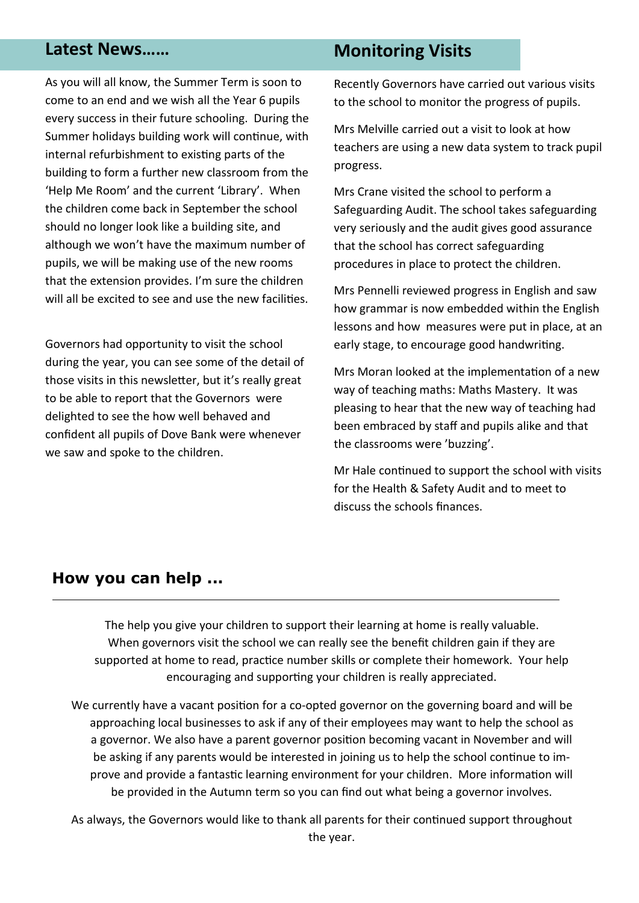## Latest News……

As you will all know, the Summer Term is soon to come to an end and we wish all the Year 6 pupils every success in their future schooling. During the Summer holidays building work will continue, with internal refurbishment to existing parts of the building to form a further new classroom from the 'Help Me Room' and the current 'Library'. When the children come back in September the school should no longer look like a building site, and although we won't have the maximum number of pupils, we will be making use of the new rooms that the extension provides. I'm sure the children will all be excited to see and use the new facilities.

Governors had opportunity to visit the school during the year, you can see some of the detail of those visits in this newsletter, but it's really great to be able to report that the Governors were delighted to see the how well behaved and confident all pupils of Dove Bank were whenever we saw and spoke to the children.

## Monitoring Visits

Recently Governors have carried out various visits to the school to monitor the progress of pupils.

Mrs Melville carried out a visit to look at how teachers are using a new data system to track pupil progress.

Mrs Crane visited the school to perform a Safeguarding Audit. The school takes safeguarding very seriously and the audit gives good assurance that the school has correct safeguarding procedures in place to protect the children.

Mrs Pennelli reviewed progress in English and saw how grammar is now embedded within the English lessons and how measures were put in place, at an early stage, to encourage good handwriting.

Mrs Moran looked at the implementation of a new way of teaching maths: Maths Mastery. It was pleasing to hear that the new way of teaching had been embraced by staff and pupils alike and that the classrooms were 'buzzing'.

Mr Hale continued to support the school with visits for the Health & Safety Audit and to meet to discuss the schools finances.

## How you can help …

The help you give your children to support their learning at home is really valuable. When governors visit the school we can really see the benefit children gain if they are supported at home to read, practice number skills or complete their homework. Your help encouraging and supporting your children is really appreciated.

We currently have a vacant position for a co-opted governor on the governing board and will be approaching local businesses to ask if any of their employees may want to help the school as a governor. We also have a parent governor position becoming vacant in November and will be asking if any parents would be interested in joining us to help the school continue to improve and provide a fantastic learning environment for your children. More information will be provided in the Autumn term so you can find out what being a governor involves.

As always, the Governors would like to thank all parents for their continued support throughout the year.